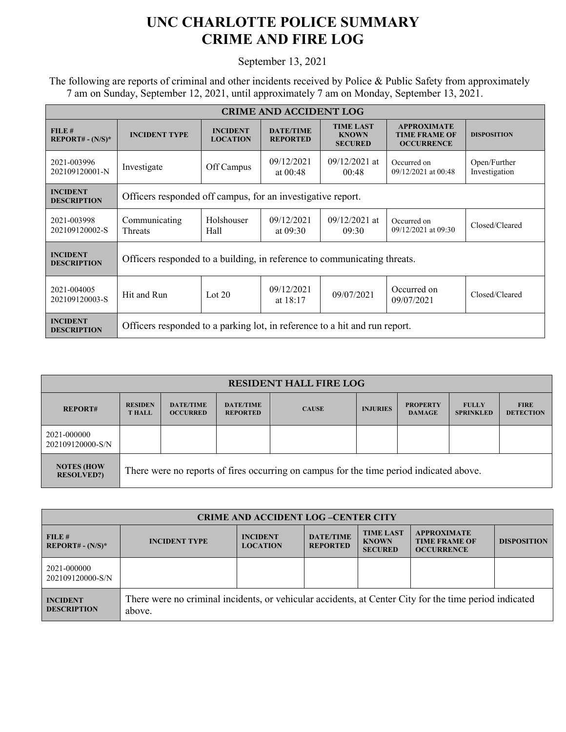# UNC CHARLOTTE POLICE SUMMARY
# CRIME AND FIRE LOG

September 13, 2021

The following are reports of criminal and other incidents received by Police & Public Safety from approximately 7 am on Sunday, September 12, 2021, until approximately 7 am on Monday, September 13, 2021.

| CRIME AND ACCIDENT LOG | | | | | | |
|---|---|---|---|---|---|---|
| FILE # REPORT# - (N/S)* | INCIDENT TYPE | INCIDENT LOCATION | DATE/TIME REPORTED | TIME LAST KNOWN SECURED | APPROXIMATE TIME FRAME OF OCCURRENCE | DISPOSITION |
| 2021-003996 202109120001-N | Investigate | Off Campus | 09/12/2021 at 00:48 | 09/12/2021 at 00:48 | Occurred on 09/12/2021 at 00:48 | Open/Further Investigation |
| INCIDENT DESCRIPTION | Officers responded off campus, for an investigative report. | | | | | |
| 2021-003998 202109120002-S | Communicating Threats | Holshouser Hall | 09/12/2021 at 09:30 | 09/12/2021 at 09:30 | Occurred on 09/12/2021 at 09:30 | Closed/Cleared |
| INCIDENT DESCRIPTION | Officers responded to a building, in reference to communicating threats. | | | | | |
| 2021-004005 202109120003-S | Hit and Run | Lot 20 | 09/12/2021 at 18:17 | 09/07/2021 | Occurred on 09/07/2021 | Closed/Cleared |
| INCIDENT DESCRIPTION | Officers responded to a parking lot, in reference to a hit and run report. | | | | | |

| RESIDENT HALL FIRE LOG | | | | | | | | |
|---|---|---|---|---|---|---|---|---|
| REPORT# | RESIDENT HALL | DATE/TIME OCCURRED | DATE/TIME REPORTED | CAUSE | INJURIES | PROPERTY DAMAGE | FULLY SPRINKLED | FIRE DETECTION |
| 2021-000000 202109120000-S/N | | | | | | | | |
| NOTES (HOW RESOLVED?) | There were no reports of fires occurring on campus for the time period indicated above. | | | | | | | |

| CRIME AND ACCIDENT LOG –CENTER CITY | | | | | | |
|---|---|---|---|---|---|---|
| FILE # REPORT# - (N/S)* | INCIDENT TYPE | INCIDENT LOCATION | DATE/TIME REPORTED | TIME LAST KNOWN SECURED | APPROXIMATE TIME FRAME OF OCCURRENCE | DISPOSITION |
| 2021-000000 202109120000-S/N | | | | | | |
| INCIDENT DESCRIPTION | There were no criminal incidents, or vehicular accidents, at Center City for the time period indicated above. | | | | | |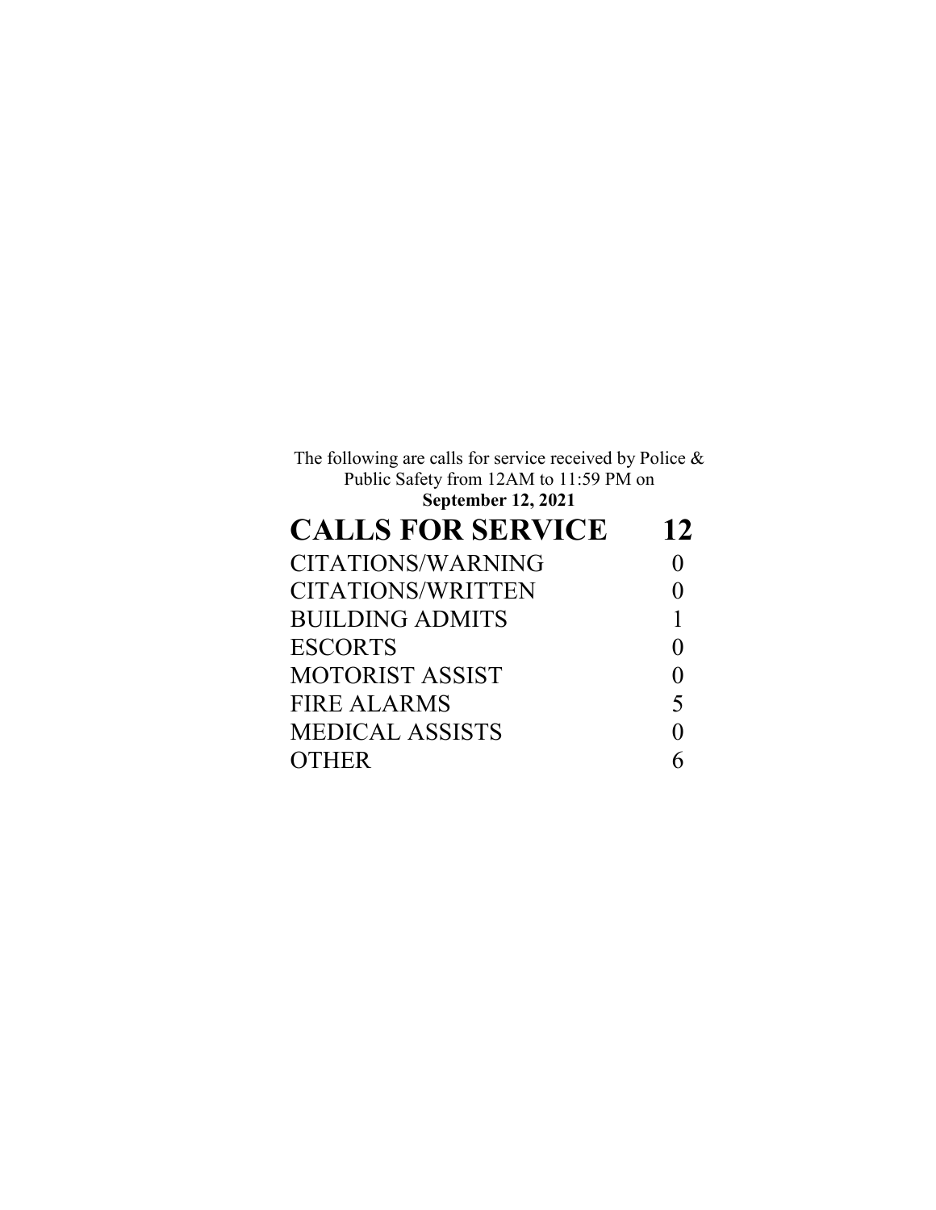The following are calls for service received by Police & Public Safety from 12AM to 11:59 PM on

**September 12, 2021**

| | |
|---|---|
| **CALLS FOR SERVICE** | **12** |
| CITATIONS/WARNING | 0 |
| CITATIONS/WRITTEN | 0 |
| BUILDING ADMITS | 1 |
| ESCORTS | 0 |
| MOTORIST ASSIST | 0 |
| FIRE ALARMS | 5 |
| MEDICAL ASSISTS | 0 |
| OTHER | 6 |